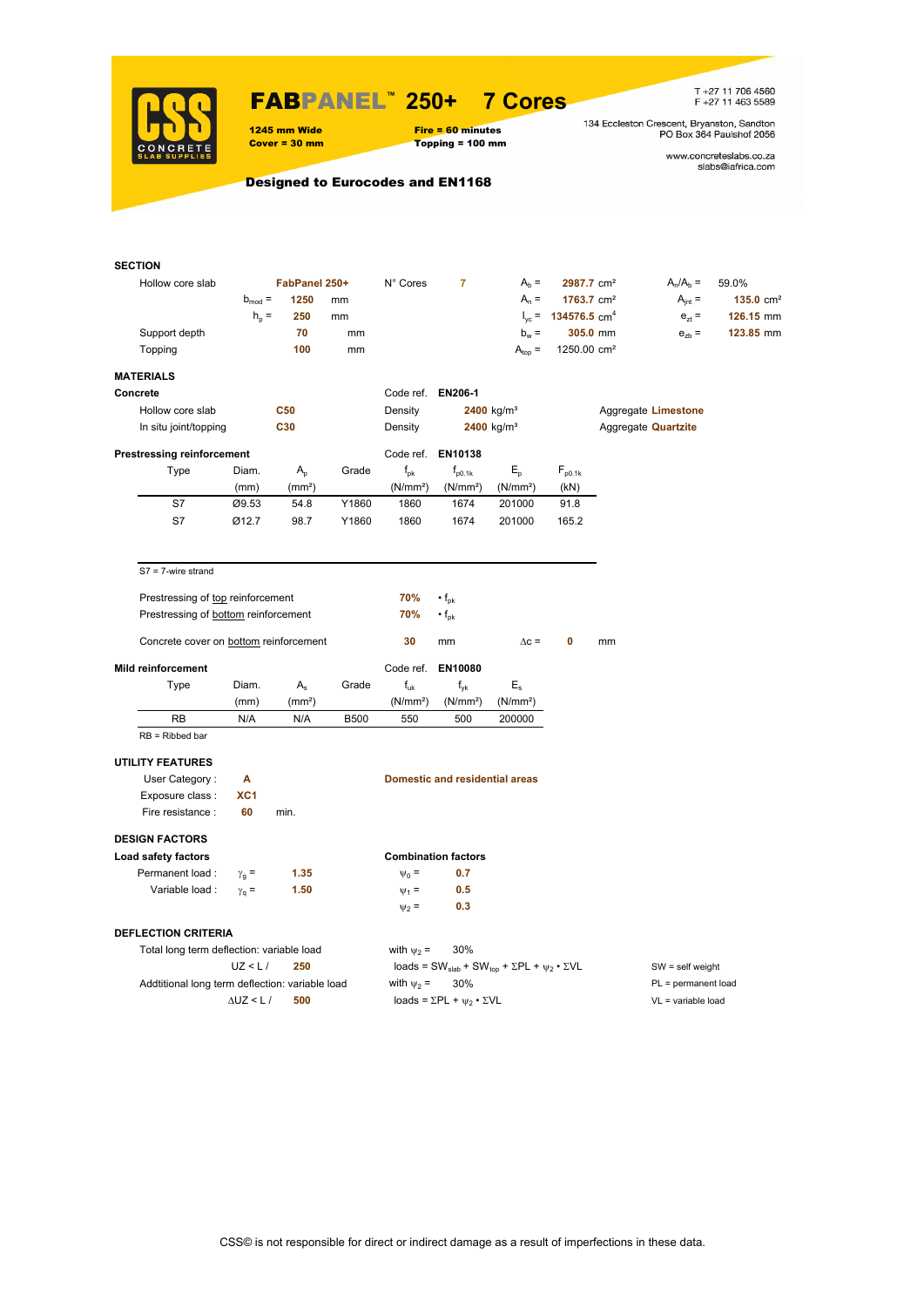# FABPANEL™ 250+ 7 Cores

**1245 mm Wide**
**Cover = 30 mm**

**Fire = 60 minutes**
**Topping = 100 mm**

T +27 11 706 4560
F +27 11 463 5589

134 Eccleston Crescent, Bryanston, Sandton
PO Box 364 Paulshof 2056

www.concreteslabs.co.za
slabs@iafrica.com

**Designed to Eurocodes and EN1168**

## SECTION

| | | | | | | | | |
|---|---|---|---|---|---|---|---|---|
| Hollow core slab | | **FabPanel 250+** | N° Cores | **7** | $A_b$ = | **2987.7** cm² | $A_n/A_b$ = | 59.0% |
| | $b_{mod}$ = | **1250** mm | | | $A_n$ = | **1763.7** cm² | $A_{jnt}$ = | **135.0** cm² |
| | $h_p$ = | **250** mm | | | $I_{yc}$ = | **134576.5** cm⁴ | $e_{zt}$ = | **126.15** mm |
| Support depth | | **70** mm | | | $b_w$ = | **305.0** mm | $e_{zb}$ = | **123.85** mm |
| Topping | | **100** mm | | | $A_{top}$ = | 1250.00 cm² | | |

## MATERIALS

**Concrete**

| | | | | |
|---|---|---|---|---|
| | | Code ref. | **EN206-1** | |
| Hollow core slab | **C50** | Density | **2400** kg/m³ | Aggregate **Limestone** |
| In situ joint/topping | **C30** | Density | **2400** kg/m³ | Aggregate **Quartzite** |

**Prestressing reinforcement** — Code ref. **EN10138**

| Type | Diam. (mm) | $A_p$ (mm²) | Grade | $f_{pk}$ (N/mm²) | $f_{p0.1k}$ (N/mm²) | $E_p$ (N/mm²) | $F_{p0.1k}$ (kN) |
|---|---|---|---|---|---|---|---|
| S7 | Ø9.53 | 54.8 | Y1860 | 1860 | 1674 | 201000 | 91.8 |
| S7 | Ø12.7 | 98.7 | Y1860 | 1860 | 1674 | 201000 | 165.2 |

S7 = 7-wire strand

Prestressing of top reinforcement **70%** • $f_{pk}$

Prestressing of bottom reinforcement **70%** • $f_{pk}$

Concrete cover on bottom reinforcement **30** mm $\Delta c$ = **0** mm

**Mild reinforcement** — Code ref. **EN10080**

| Type | Diam. (mm) | $A_s$ (mm²) | Grade | $f_{uk}$ (N/mm²) | $f_{yk}$ (N/mm²) | $E_s$ (N/mm²) |
|---|---|---|---|---|---|---|
| RB | N/A | N/A | B500 | 550 | 500 | 200000 |

RB = Ribbed bar

## UTILITY FEATURES

User Category : **A** — **Domestic and residential areas**

Exposure class : **XC1**

Fire resistance : **60** min.

## DESIGN FACTORS

| Load safety factors | | | Combination factors | |
|---|---|---|---|---|
| Permanent load : | $\gamma_g$ = | **1.35** | $\psi_0$ = | **0.7** |
| Variable load : | $\gamma_q$ = | **1.50** | $\psi_1$ = | **0.5** |
| | | | $\psi_2$ = | **0.3** |

## DEFLECTION CRITERIA

Total long term deflection: variable load — with $\psi_2$ = 30%

UZ < L / **250** — loads = $SW_{slab} + SW_{top} + \Sigma PL + \psi_2 \cdot \Sigma VL$

Addtitional long term deflection: variable load — with $\psi_2$ = 30%

ΔUZ < L / **500** — loads = $\Sigma PL + \psi_2 \cdot \Sigma VL$

SW = self weight
PL = permanent load
VL = variable load

CSS© is not responsible for direct or indirect damage as a result of imperfections in these data.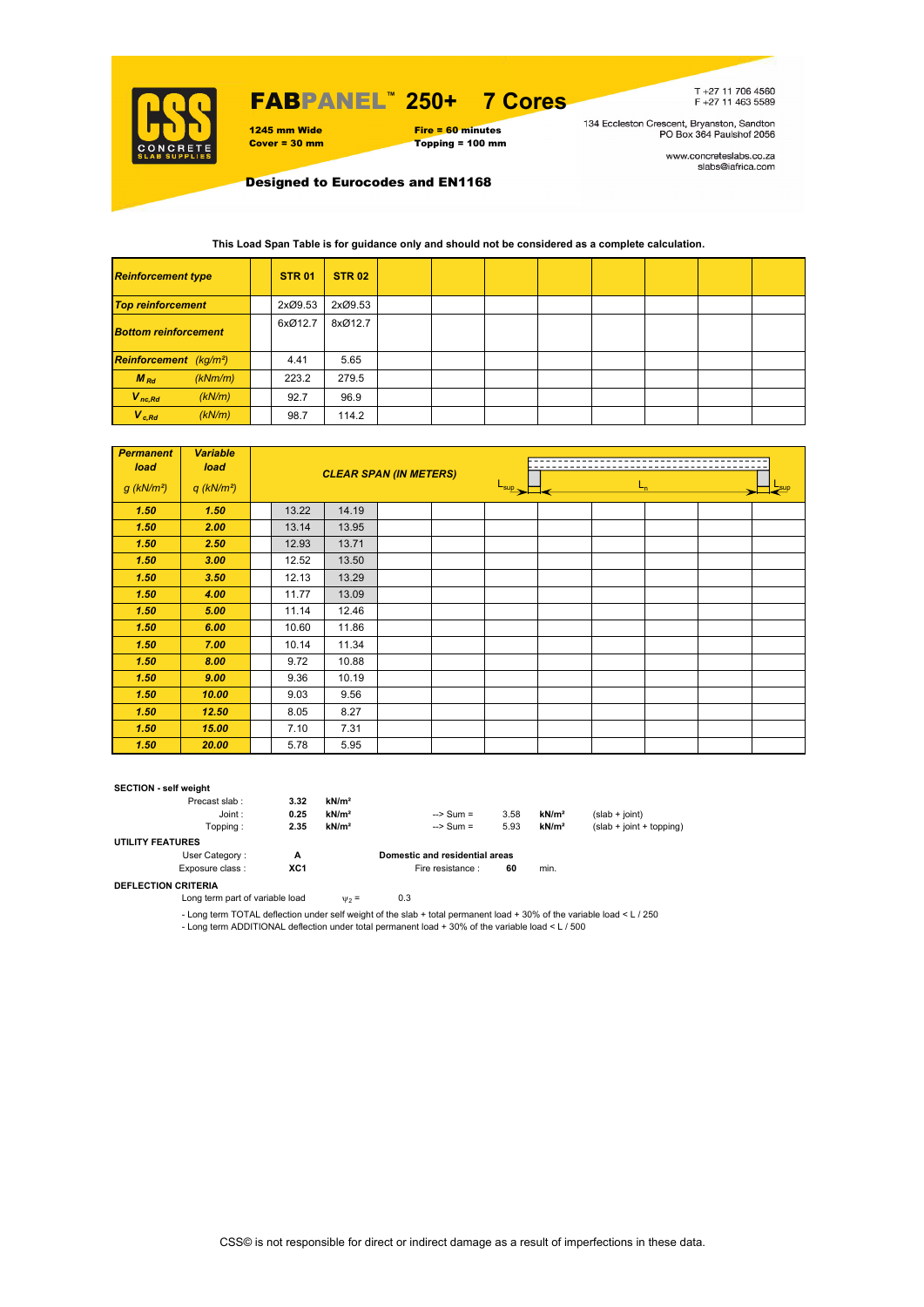# FABPANEL™ 250+ 7 Cores

**1245 mm Wide**
**Cover = 30 mm**

**Fire = 60 minutes**
**Topping = 100 mm**

T +27 11 706 4560
F +27 11 463 5589

134 Eccleston Crescent, Bryanston, Sandton
PO Box 364 Paulshof 2056

www.concreteslabs.co.za
slabs@iafrica.com

**Designed to Eurocodes and EN1168**

**This Load Span Table is for guidance only and should not be considered as a complete calculation.**

| *Reinforcement type* | | STR 01 | STR 02 | | | | | | | | |
|---|---|---|---|---|---|---|---|---|---|---|---|
| *Top reinforcement* | | 2xØ9.53 | 2xØ9.53 | | | | | | | | |
| *Bottom reinforcement* | | 6xØ12.7 | 8xØ12.7 | | | | | | | | |
| *Reinforcement* | *(kg/m²)* | 4.41 | 5.65 | | | | | | | | |
| $M_{Rd}$ | *(kNm/m)* | 223.2 | 279.5 | | | | | | | | |
| $V_{nc,Rd}$ | *(kN/m)* | 92.7 | 96.9 | | | | | | | | |
| $V_{c,Rd}$ | *(kN/m)* | 98.7 | 114.2 | | | | | | | | |

| *Permanent load* $g$ *(kN/m²)* | *Variable load* $q$ *(kN/m²)* | *CLEAR SPAN (IN METERS)* | | | | | | | | |
|---|---|---|---|---|---|---|---|---|---|---|
| 1.50 | 1.50 | 13.22 | 14.19 | | | | | | | |
| 1.50 | 2.00 | 13.14 | 13.95 | | | | | | | |
| 1.50 | 2.50 | 12.93 | 13.71 | | | | | | | |
| 1.50 | 3.00 | 12.52 | 13.50 | | | | | | | |
| 1.50 | 3.50 | 12.13 | 13.29 | | | | | | | |
| 1.50 | 4.00 | 11.77 | 13.09 | | | | | | | |
| 1.50 | 5.00 | 11.14 | 12.46 | | | | | | | |
| 1.50 | 6.00 | 10.60 | 11.86 | | | | | | | |
| 1.50 | 7.00 | 10.14 | 11.34 | | | | | | | |
| 1.50 | 8.00 | 9.72 | 10.88 | | | | | | | |
| 1.50 | 9.00 | 9.36 | 10.19 | | | | | | | |
| 1.50 | 10.00 | 9.03 | 9.56 | | | | | | | |
| 1.50 | 12.50 | 8.05 | 8.27 | | | | | | | |
| 1.50 | 15.00 | 7.10 | 7.31 | | | | | | | |
| 1.50 | 20.00 | 5.78 | 5.95 | | | | | | | |

**SECTION - self weight**

| | | | | | | |
|---|---|---|---|---|---|---|
| Precast slab : | 3.32 | kN/m² | | | | |
| Joint : | 0.25 | kN/m² | --> Sum = | 3.58 | kN/m² | (slab + joint) |
| Topping : | 2.35 | kN/m² | --> Sum = | 5.93 | kN/m² | (slab + joint + topping) |

**UTILITY FEATURES**

User Category : **A** — **Domestic and residential areas**

Exposure class : **XC1** — Fire resistance : **60** min.

**DEFLECTION CRITERIA**

Long term part of variable load $\psi_2$ = 0.3

- Long term TOTAL deflection under self weight of the slab + total permanent load + 30% of the variable load < L / 250
- Long term ADDITIONAL deflection under total permanent load + 30% of the variable load < L / 500

CSS© is not responsible for direct or indirect damage as a result of imperfections in these data.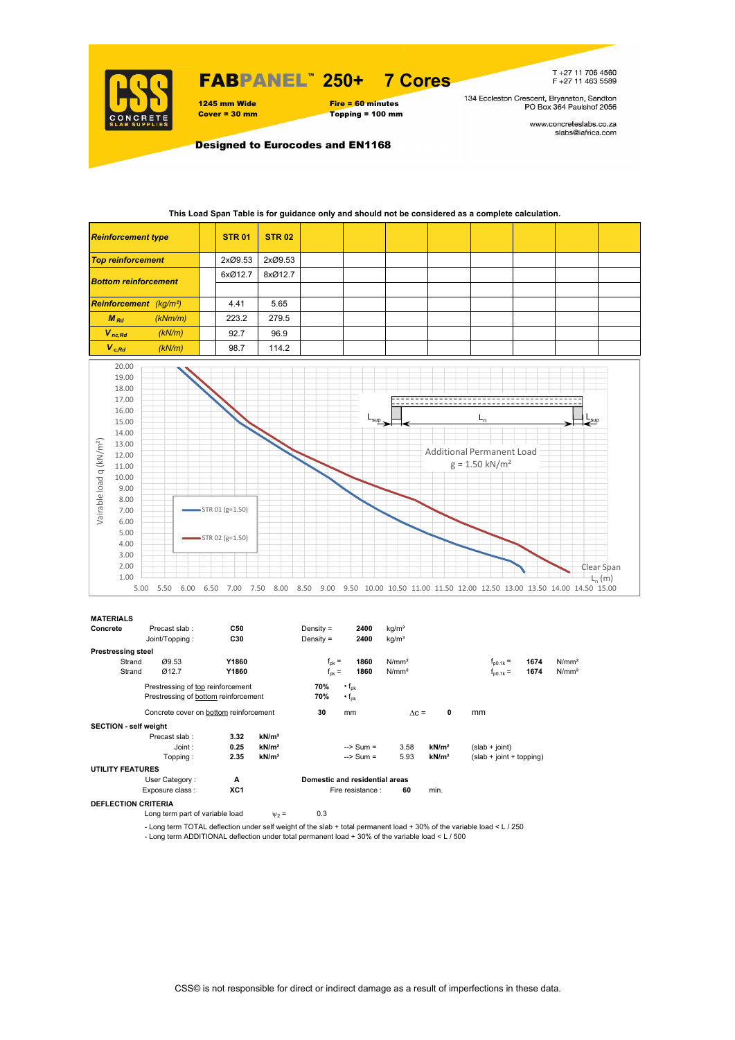# FABPANEL™ 250+ 7 Cores

**1245 mm Wide**
**Cover = 30 mm**

**Fire = 60 minutes**
**Topping = 100 mm**

T +27 11 706 4560
F +27 11 463 5589

134 Eccleston Crescent, Bryanston, Sandton
PO Box 364 Paulshof 2056

www.concreteslabs.co.za
slabs@iafrica.com

**Designed to Eurocodes and EN1168**

**This Load Span Table is for guidance only and should not be considered as a complete calculation.**

| *Reinforcement type* | | STR 01 | STR 02 | | | | | | | | |
|---|---|---|---|---|---|---|---|---|---|---|---|
| *Top reinforcement* | | 2xØ9.53 | 2xØ9.53 | | | | | | | | |
| *Bottom reinforcement* | | 6xØ12.7 | 8xØ12.7 | | | | | | | | |
| | | | | | | | | | | | |
| *Reinforcement (kg/m²)* | | 4.41 | 5.65 | | | | | | | | |
| $M_{Rd}$ (kNm/m) | | 223.2 | 279.5 | | | | | | | | |
| $V_{nc,Rd}$ (kN/m) | | 92.7 | 96.9 | | | | | | | | |
| $V_{c,Rd}$ (kN/m) | | 98.7 | 114.2 | | | | | | | | |

Variable load q (kN/m²)

20.00 19.00 18.00 17.00 16.00 15.00 14.00 13.00 12.00 11.00 10.00 9.00 8.00 7.00 6.00 5.00 4.00 3.00 2.00 1.00

5.00 5.50 6.00 6.50 7.00 7.50 8.00 8.50 9.00 9.50 10.00 10.50 11.00 11.50 12.00 12.50 13.00 13.50 14.00 14.50 15.00

Clear Span $L_n$ (m)

$L_{sup}$ $L_n$ $L_{sup}$

Additional Permanent Load
g = 1.50 kN/m²

STR 01 (g=1.50)
STR 02 (g=1.50)

**MATERIALS**

**Concrete**

| | | | | | |
|---|---|---|---|---|---|
| Precast slab : | **C50** | Density = | **2400** | kg/m³ |
| Joint/Topping : | **C30** | Density = | **2400** | kg/m³ |

**Prestressing steel**

| | | | | | | |
|---|---|---|---|---|---|---|
| Strand Ø9.53 | **Y1860** | $f_{pk}$ = **1860** N/mm² | $f_{p0.1k}$ = | **1674** | N/mm² |
| Strand Ø12.7 | **Y1860** | $f_{pk}$ = **1860** N/mm² | $f_{p0.1k}$ = | **1674** | N/mm² |

Prestressing of top reinforcement **70%** $\cdot f_{pk}$
Prestressing of bottom reinforcement **70%** $\cdot f_{pk}$

Concrete cover on bottom reinforcement **30** mm $\Delta c$ = **0** mm

**SECTION - self weight**

| | | | | | | |
|---|---|---|---|---|---|---|
| Precast slab : | **3.32** | **kN/m²** | | | | |
| Joint : | **0.25** | **kN/m²** | --> Sum = | 3.58 | **kN/m²** | (slab + joint) |
| Topping : | **2.35** | **kN/m²** | --> Sum = | 5.93 | **kN/m²** | (slab + joint + topping) |

**UTILITY FEATURES**

User Category : **A** **Domestic and residential areas**
Exposure class : **XC1** Fire resistance : **60** min.

**DEFLECTION CRITERIA**

Long term part of variable load $\psi_2$ = 0.3

- Long term TOTAL deflection under self weight of the slab + total permanent load + 30% of the variable load < L / 250
- Long term ADDITIONAL deflection under total permanent load + 30% of the variable load < L / 500

CSS© is not responsible for direct or indirect damage as a result of imperfections in these data.